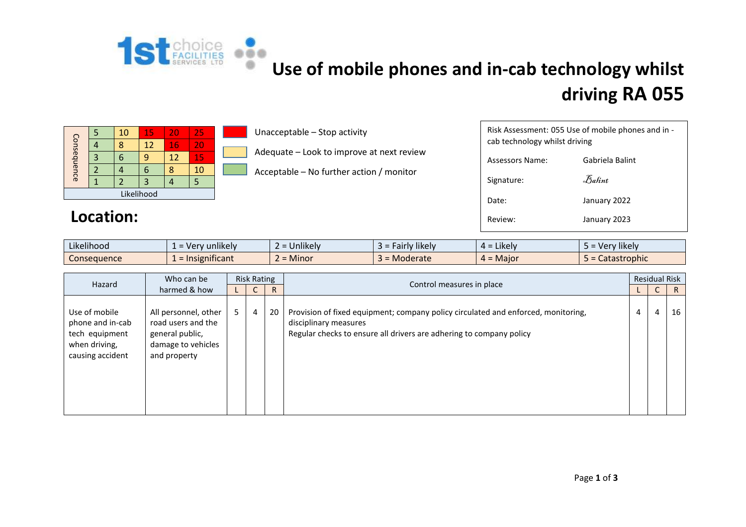1st choice FACILITIES SERVICES LTD

# Use of mobile phones and in-cab technology whilst driving RA 055

| Consequence | | | | | |
|---|---|---|---|---|---|
| | 5 | 10 | 15 | 20 | 25 |
| | 4 | 8 | 12 | 16 | 20 |
| | 3 | 6 | 9 | 12 | 15 |
| | 2 | 4 | 6 | 8 | 10 |
| | 1 | 2 | 3 | 4 | 5 |
| Likelihood | | | | | |

- Unacceptable – Stop activity
- Adequate – Look to improve at next review
- Acceptable – No further action / monitor

| Risk Assessment: 055 Use of mobile phones and in - cab technology whilst driving | |
|---|---|
| Assessors Name: | Gabriela Balint |
| Signature: | Balint |
| Date: | January 2022 |
| Review: | January 2023 |

## Location:

| | | | | | |
|---|---|---|---|---|---|
| Likelihood | 1 = Very unlikely | 2 = Unlikely | 3 = Fairly likely | 4 = Likely | 5 = Very likely |
| Consequence | 1 = Insignificant | 2 = Minor | 3 = Moderate | 4 = Major | 5 = Catastrophic |

| Hazard | Who can be harmed & how | Risk Rating | | | Control measures in place | Residual Risk | | |
|---|---|---|---|---|---|---|---|---|
| | | L | C | R | | L | C | R |
| Use of mobile phone and in-cab tech equipment when driving, causing accident | All personnel, other road users and the general public, damage to vehicles and property | 5 | 4 | 20 | Provision of fixed equipment; company policy circulated and enforced, monitoring, disciplinary measures<br>Regular checks to ensure all drivers are adhering to company policy | 4 | 4 | 16 |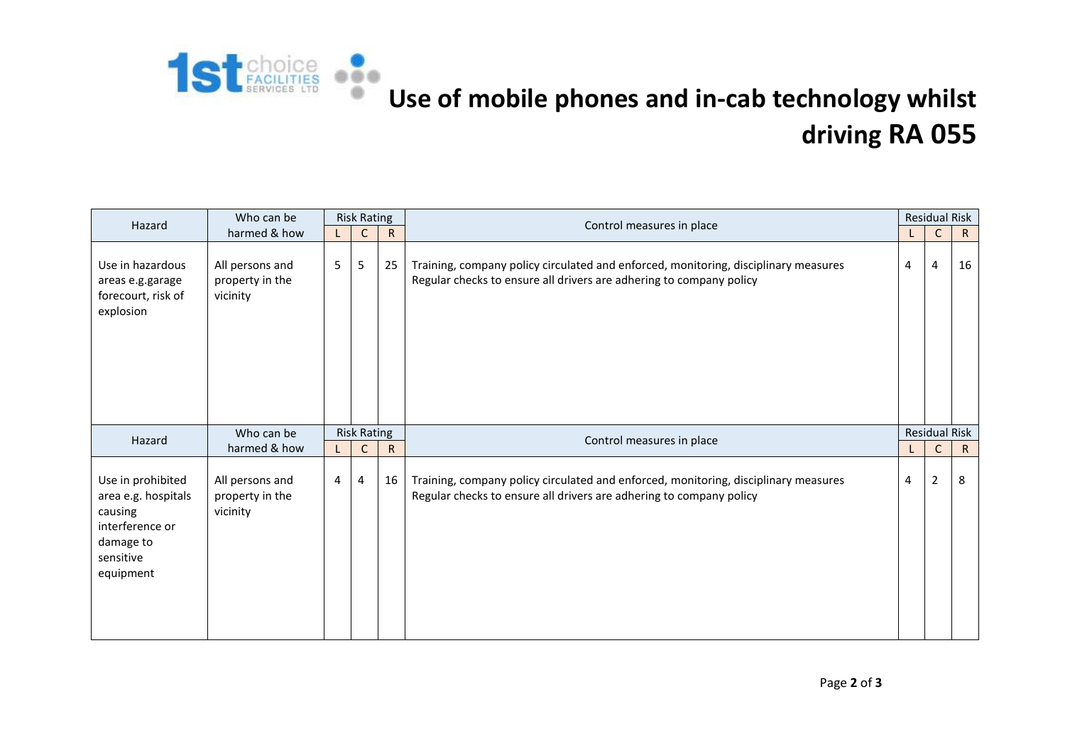# Use of mobile phones and in-cab technology whilst driving RA 055

| Hazard | Who can be harmed & how | Risk Rating | | | Control measures in place | Residual Risk | | |
|---|---|---|---|---|---|---|---|---|
| | | L | C | R | | L | C | R |
| Use in hazardous areas e.g.garage forecourt, risk of explosion | All persons and property in the vicinity | 5 | 5 | 25 | Training, company policy circulated and enforced, monitoring, disciplinary measures<br>Regular checks to ensure all drivers are adhering to company policy | 4 | 4 | 16 |
| Use in prohibited area e.g. hospitals causing interference or damage to sensitive equipment | All persons and property in the vicinity | 4 | 4 | 16 | Training, company policy circulated and enforced, monitoring, disciplinary measures<br>Regular checks to ensure all drivers are adhering to company policy | 4 | 2 | 8 |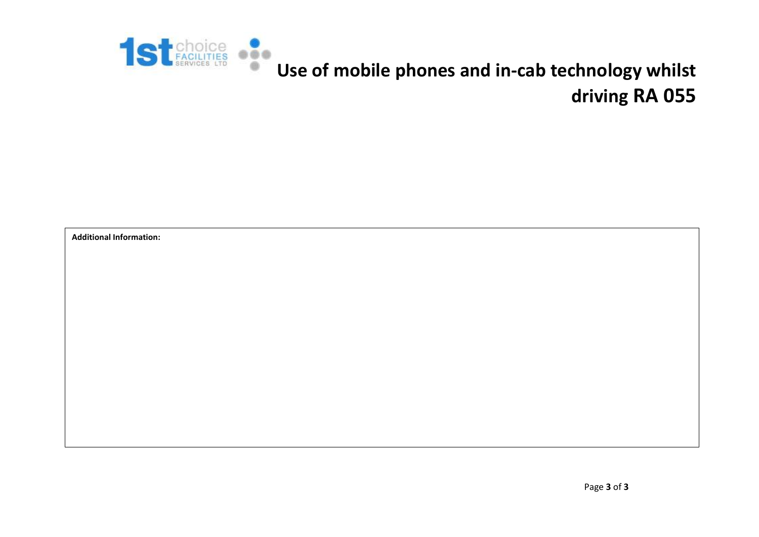# Use of mobile phones and in-cab technology whilst driving RA 055

| |
|---|
| **Additional Information:** |